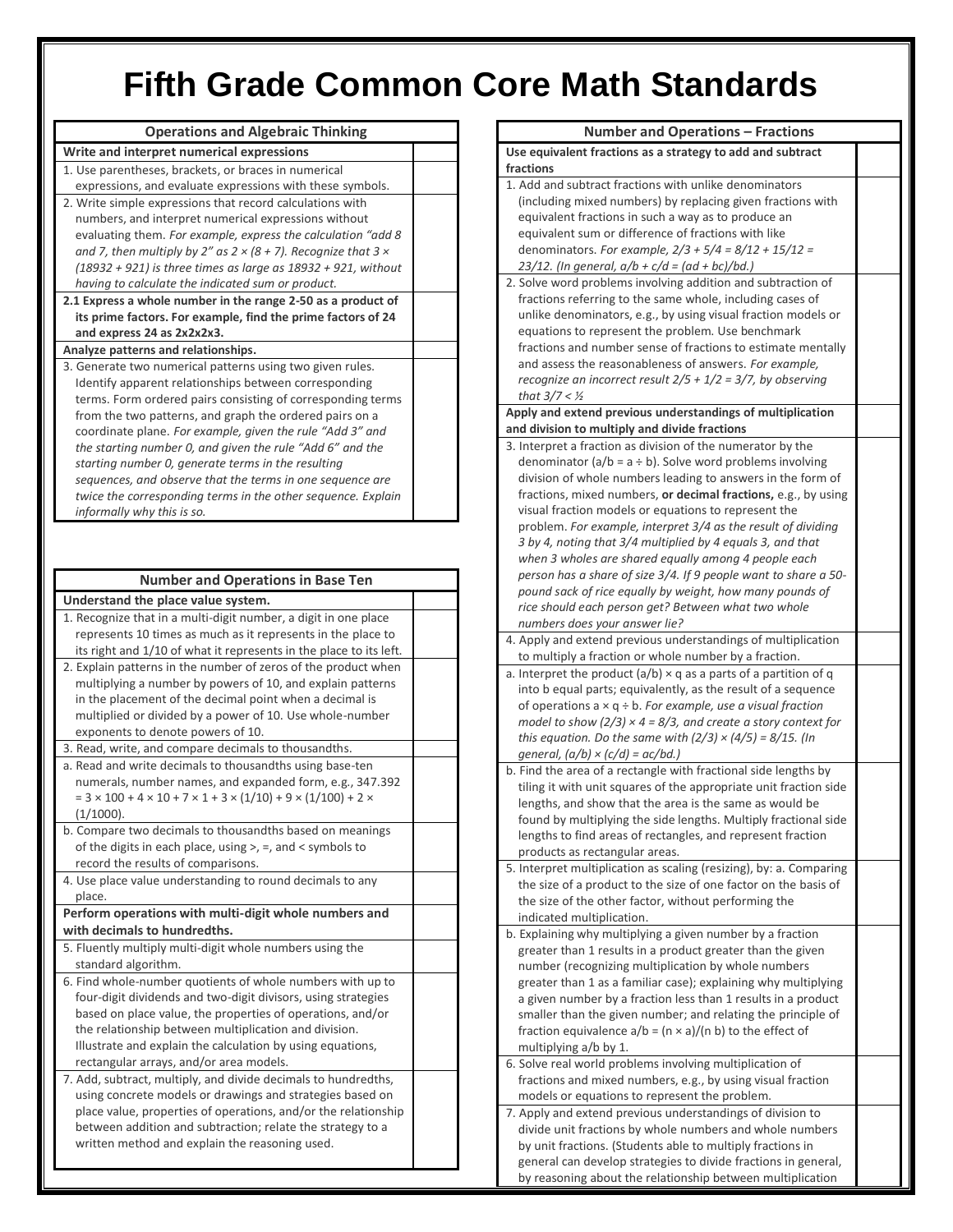# Fifth Grade Common Core Math Standards

| Operations and Algebraic Thinking | |
|---|---|
| **Write and interpret numerical expressions** | |
| 1. Use parentheses, brackets, or braces in numerical expressions, and evaluate expressions with these symbols. | |
| 2. Write simple expressions that record calculations with numbers, and interpret numerical expressions without evaluating them. *For example, express the calculation "add 8 and 7, then multiply by 2" as $2 \times (8 + 7)$. Recognize that $3 \times (18932 + 921)$ is three times as large as $18932 + 921$, without having to calculate the indicated sum or product.* | |
| **2.1 Express a whole number in the range 2-50 as a product of its prime factors. For example, find the prime factors of 24 and express 24 as 2x2x2x3.** | |
| **Analyze patterns and relationships.** | |
| 3. Generate two numerical patterns using two given rules. Identify apparent relationships between corresponding terms. Form ordered pairs consisting of corresponding terms from the two patterns, and graph the ordered pairs on a coordinate plane. *For example, given the rule "Add 3" and the starting number 0, and given the rule "Add 6" and the starting number 0, generate terms in the resulting sequences, and observe that the terms in one sequence are twice the corresponding terms in the other sequence. Explain informally why this is so.* | |

| Number and Operations in Base Ten | |
|---|---|
| **Understand the place value system.** | |
| 1. Recognize that in a multi-digit number, a digit in one place represents 10 times as much as it represents in the place to its right and 1/10 of what it represents in the place to its left. | |
| 2. Explain patterns in the number of zeros of the product when multiplying a number by powers of 10, and explain patterns in the placement of the decimal point when a decimal is multiplied or divided by a power of 10. Use whole-number exponents to denote powers of 10. | |
| 3. Read, write, and compare decimals to thousandths. | |
| a. Read and write decimals to thousandths using base-ten numerals, number names, and expanded form, e.g., $347.392 = 3 \times 100 + 4 \times 10 + 7 \times 1 + 3 \times (1/10) + 9 \times (1/100) + 2 \times (1/1000)$. | |
| b. Compare two decimals to thousandths based on meanings of the digits in each place, using >, =, and < symbols to record the results of comparisons. | |
| 4. Use place value understanding to round decimals to any place. | |
| **Perform operations with multi-digit whole numbers and with decimals to hundredths.** | |
| 5. Fluently multiply multi-digit whole numbers using the standard algorithm. | |
| 6. Find whole-number quotients of whole numbers with up to four-digit dividends and two-digit divisors, using strategies based on place value, the properties of operations, and/or the relationship between multiplication and division. Illustrate and explain the calculation by using equations, rectangular arrays, and/or area models. | |
| 7. Add, subtract, multiply, and divide decimals to hundredths, using concrete models or drawings and strategies based on place value, properties of operations, and/or the relationship between addition and subtraction; relate the strategy to a written method and explain the reasoning used. | |

| Number and Operations – Fractions | |
|---|---|
| **Use equivalent fractions as a strategy to add and subtract fractions** | |
| 1. Add and subtract fractions with unlike denominators (including mixed numbers) by replacing given fractions with equivalent fractions in such a way as to produce an equivalent sum or difference of fractions with like denominators. *For example, $2/3 + 5/4 = 8/12 + 15/12 = 23/12$. (In general, $a/b + c/d = (ad + bc)/bd$.)* | |
| 2. Solve word problems involving addition and subtraction of fractions referring to the same whole, including cases of unlike denominators, e.g., by using visual fraction models or equations to represent the problem. Use benchmark fractions and number sense of fractions to estimate mentally and assess the reasonableness of answers. *For example, recognize an incorrect result $2/5 + 1/2 = 3/7$, by observing that $3/7 < ½$* | |
| **Apply and extend previous understandings of multiplication and division to multiply and divide fractions** | |
| 3. Interpret a fraction as division of the numerator by the denominator ($a/b = a \div b$). Solve word problems involving division of whole numbers leading to answers in the form of fractions, mixed numbers, **or decimal fractions,** e.g., by using visual fraction models or equations to represent the problem. *For example, interpret 3/4 as the result of dividing 3 by 4, noting that 3/4 multiplied by 4 equals 3, and that when 3 wholes are shared equally among 4 people each person has a share of size 3/4. If 9 people want to share a 50-pound sack of rice equally by weight, how many pounds of rice should each person get? Between what two whole numbers does your answer lie?* | |
| 4. Apply and extend previous understandings of multiplication to multiply a fraction or whole number by a fraction. | |
| a. Interpret the product $(a/b) \times q$ as a parts of a partition of q into b equal parts; equivalently, as the result of a sequence of operations $a \times q \div b$. *For example, use a visual fraction model to show $(2/3) \times 4 = 8/3$, and create a story context for this equation. Do the same with $(2/3) \times (4/5) = 8/15$. (In general, $(a/b) \times (c/d) = ac/bd$.)* | |
| b. Find the area of a rectangle with fractional side lengths by tiling it with unit squares of the appropriate unit fraction side lengths, and show that the area is the same as would be found by multiplying the side lengths. Multiply fractional side lengths to find areas of rectangles, and represent fraction products as rectangular areas. | |
| 5. Interpret multiplication as scaling (resizing), by: a. Comparing the size of a product to the size of one factor on the basis of the size of the other factor, without performing the indicated multiplication. | |
| b. Explaining why multiplying a given number by a fraction greater than 1 results in a product greater than the given number (recognizing multiplication by whole numbers greater than 1 as a familiar case); explaining why multiplying a given number by a fraction less than 1 results in a product smaller than the given number; and relating the principle of fraction equivalence $a/b = (n \times a)/(n b)$ to the effect of multiplying a/b by 1. | |
| 6. Solve real world problems involving multiplication of fractions and mixed numbers, e.g., by using visual fraction models or equations to represent the problem. | |
| 7. Apply and extend previous understandings of division to divide unit fractions by whole numbers and whole numbers by unit fractions. (Students able to multiply fractions in general can develop strategies to divide fractions in general, by reasoning about the relationship between multiplication | |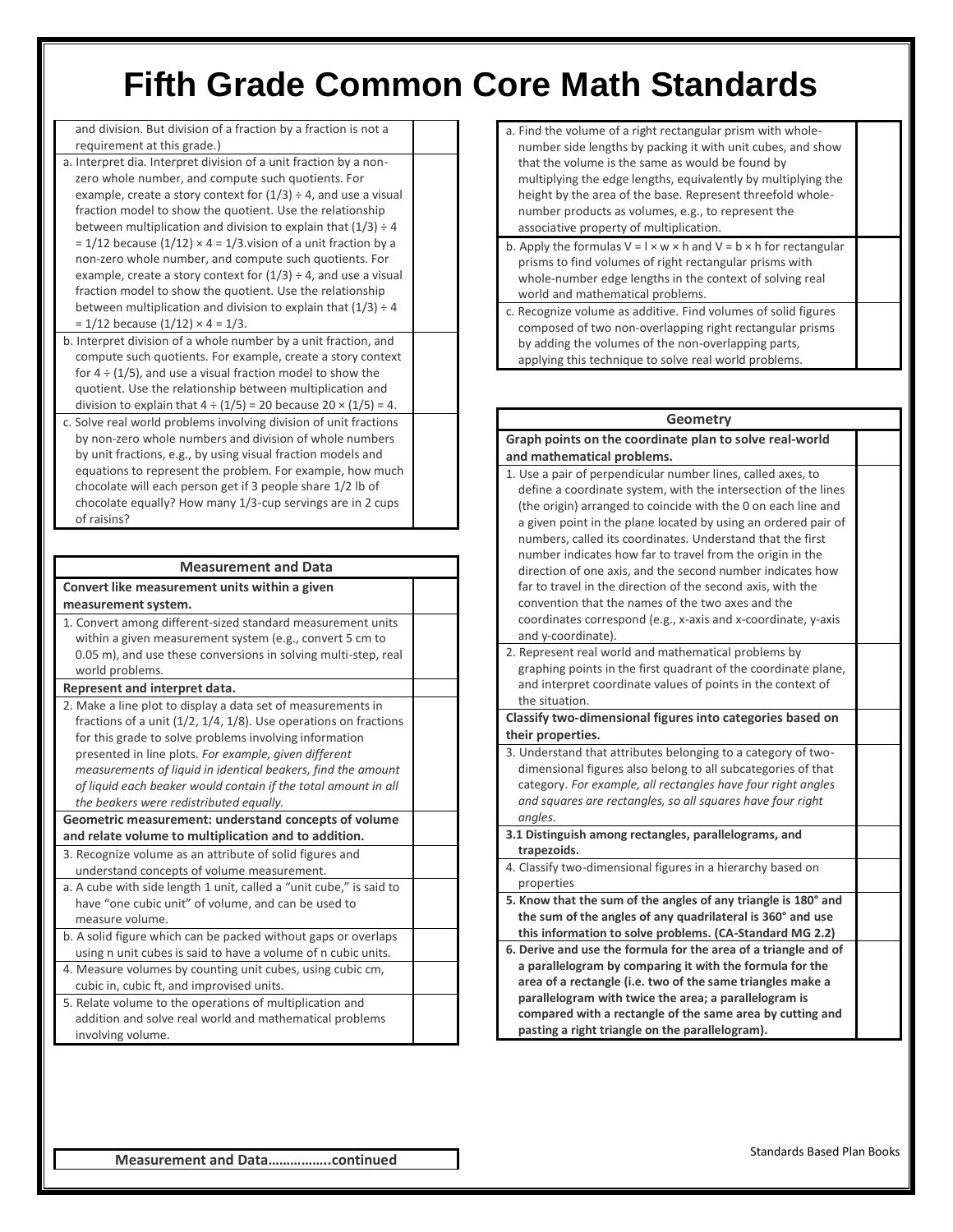# Fifth Grade Common Core Math Standards

| | |
|---|---|
| and division. But division of a fraction by a fraction is not a requirement at this grade.) | |
| a. Interpret dia. Interpret division of a unit fraction by a non-zero whole number, and compute such quotients. For example, create a story context for $(1/3) \div 4$, and use a visual fraction model to show the quotient. Use the relationship between multiplication and division to explain that $(1/3) \div 4 = 1/12$ because $(1/12) \times 4 = 1/3$.vision of a unit fraction by a non-zero whole number, and compute such quotients. For example, create a story context for $(1/3) \div 4$, and use a visual fraction model to show the quotient. Use the relationship between multiplication and division to explain that $(1/3) \div 4 = 1/12$ because $(1/12) \times 4 = 1/3$. | |
| b. Interpret division of a whole number by a unit fraction, and compute such quotients. For example, create a story context for $4 \div (1/5)$, and use a visual fraction model to show the quotient. Use the relationship between multiplication and division to explain that $4 \div (1/5) = 20$ because $20 \times (1/5) = 4$. | |
| c. Solve real world problems involving division of unit fractions by non-zero whole numbers and division of whole numbers by unit fractions, e.g., by using visual fraction models and equations to represent the problem. For example, how much chocolate will each person get if 3 people share 1/2 lb of chocolate equally? How many 1/3-cup servings are in 2 cups of raisins? | |

| Measurement and Data | |
|---|---|
| **Convert like measurement units within a given measurement system.** | |
| 1. Convert among different-sized standard measurement units within a given measurement system (e.g., convert 5 cm to 0.05 m), and use these conversions in solving multi-step, real world problems. | |
| **Represent and interpret data.** | |
| 2. Make a line plot to display a data set of measurements in fractions of a unit (1/2, 1/4, 1/8). Use operations on fractions for this grade to solve problems involving information presented in line plots. *For example, given different measurements of liquid in identical beakers, find the amount of liquid each beaker would contain if the total amount in all the beakers were redistributed equally.* | |
| **Geometric measurement: understand concepts of volume and relate volume to multiplication and to addition.** | |
| 3. Recognize volume as an attribute of solid figures and understand concepts of volume measurement. | |
| a. A cube with side length 1 unit, called a "unit cube," is said to have "one cubic unit" of volume, and can be used to measure volume. | |
| b. A solid figure which can be packed without gaps or overlaps using n unit cubes is said to have a volume of n cubic units. | |
| 4. Measure volumes by counting unit cubes, using cubic cm, cubic in, cubic ft, and improvised units. | |
| 5. Relate volume to the operations of multiplication and addition and solve real world and mathematical problems involving volume. | |

| Measurement and Data…………….continued | |
|---|---|
| a. Find the volume of a right rectangular prism with whole-number side lengths by packing it with unit cubes, and show that the volume is the same as would be found by multiplying the edge lengths, equivalently by multiplying the height by the area of the base. Represent threefold whole-number products as volumes, e.g., to represent the associative property of multiplication. | |
| b. Apply the formulas $V = l \times w \times h$ and $V = b \times h$ for rectangular prisms to find volumes of right rectangular prisms with whole-number edge lengths in the context of solving real world and mathematical problems. | |
| c. Recognize volume as additive. Find volumes of solid figures composed of two non-overlapping right rectangular prisms by adding the volumes of the non-overlapping parts, applying this technique to solve real world problems. | |

| Geometry | |
|---|---|
| **Graph points on the coordinate plan to solve real-world and mathematical problems.** | |
| 1. Use a pair of perpendicular number lines, called axes, to define a coordinate system, with the intersection of the lines (the origin) arranged to coincide with the 0 on each line and a given point in the plane located by using an ordered pair of numbers, called its coordinates. Understand that the first number indicates how far to travel from the origin in the direction of one axis, and the second number indicates how far to travel in the direction of the second axis, with the convention that the names of the two axes and the coordinates correspond (e.g., x-axis and x-coordinate, y-axis and y-coordinate). | |
| 2. Represent real world and mathematical problems by graphing points in the first quadrant of the coordinate plane, and interpret coordinate values of points in the context of the situation. | |
| **Classify two-dimensional figures into categories based on their properties.** | |
| 3. Understand that attributes belonging to a category of two-dimensional figures also belong to all subcategories of that category. *For example, all rectangles have four right angles and squares are rectangles, so all squares have four right angles.* | |
| **3.1 Distinguish among rectangles, parallelograms, and trapezoids.** | |
| 4. Classify two-dimensional figures in a hierarchy based on properties | |
| **5. Know that the sum of the angles of any triangle is 180° and the sum of the angles of any quadrilateral is 360° and use this information to solve problems. (CA-Standard MG 2.2)** | |
| **6. Derive and use the formula for the area of a triangle and of a parallelogram by comparing it with the formula for the area of a rectangle (i.e. two of the same triangles make a parallelogram with twice the area; a parallelogram is compared with a rectangle of the same area by cutting and pasting a right triangle on the parallelogram).** | |

Standards Based Plan Books